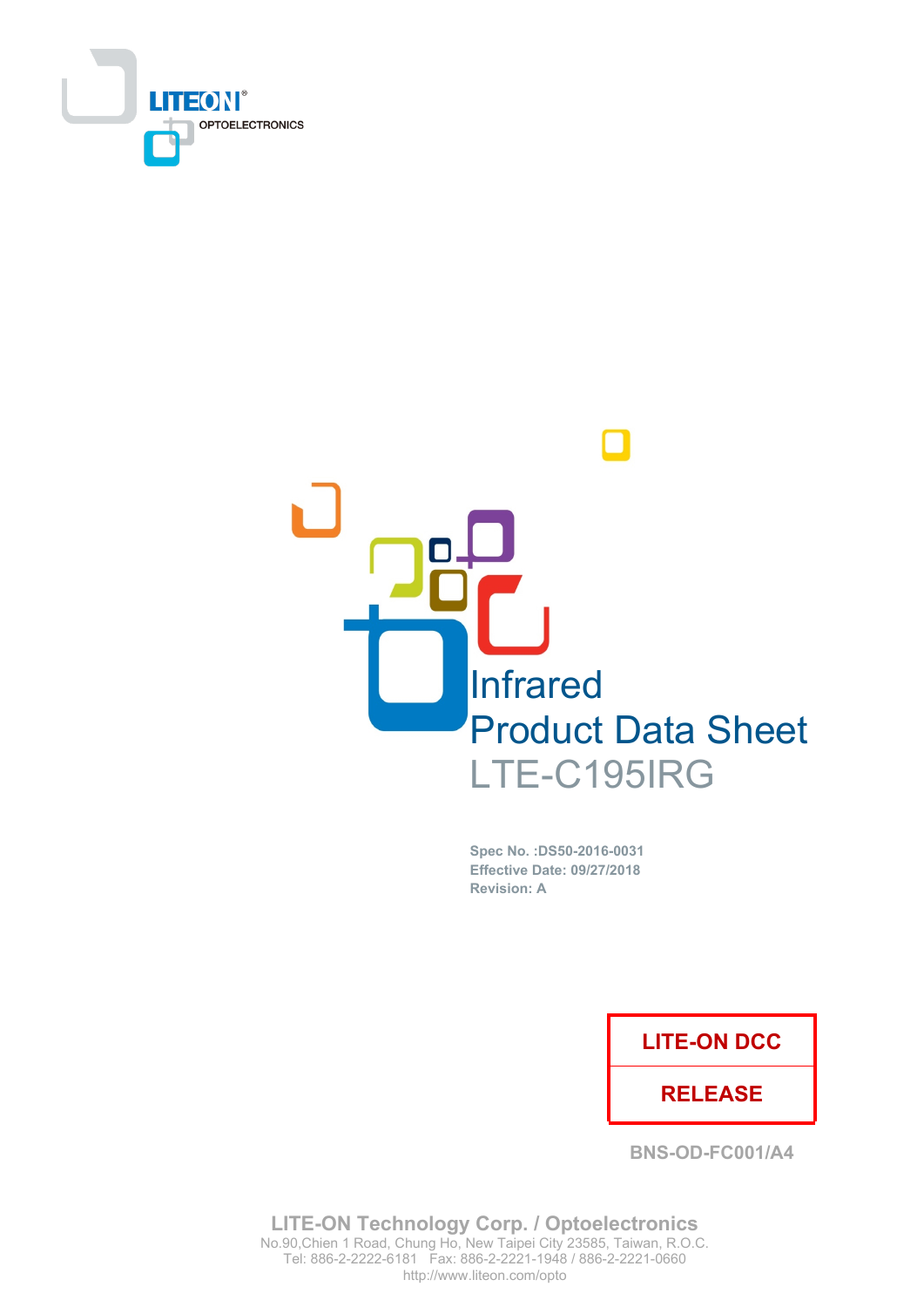LITEON®
OPTOELECTRONICS

# Infrared
# Product Data Sheet
## LTE-C195IRG

**Spec No. :DS50-2016-0031**
**Effective Date: 09/27/2018**
**Revision: A**

| LITE-ON DCC |
|---|
| RELEASE |

BNS-OD-FC001/A4

**LITE-ON Technology Corp. / Optoelectronics**
No.90,Chien 1 Road, Chung Ho, New Taipei City 23585, Taiwan, R.O.C.
Tel: 886-2-2222-6181 Fax: 886-2-2221-1948 / 886-2-2221-0660
http://www.liteon.com/opto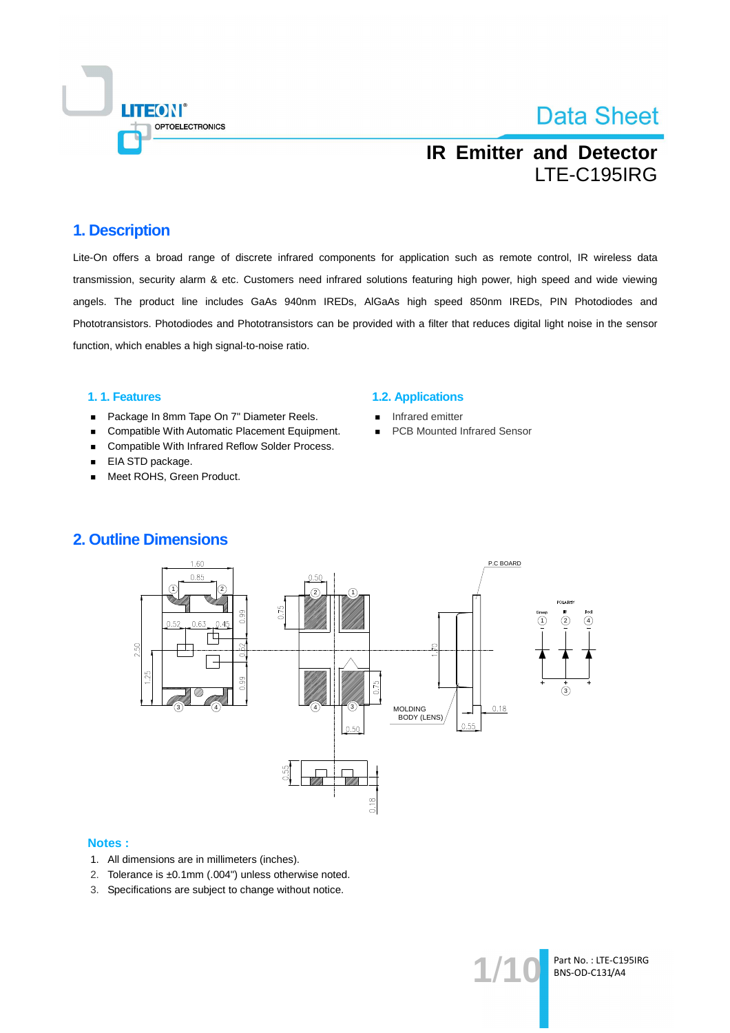# IR Emitter and Detector
LTE-C195IRG

## 1. Description

Lite-On offers a broad range of discrete infrared components for application such as remote control, IR wireless data transmission, security alarm & etc. Customers need infrared solutions featuring high power, high speed and wide viewing angels. The product line includes GaAs 940nm IREDs, AlGaAs high speed 850nm IREDs, PIN Photodiodes and Phototransistors. Photodiodes and Phototransistors can be provided with a filter that reduces digital light noise in the sensor function, which enables a high signal-to-noise ratio.

### 1. 1. Features

- Package In 8mm Tape On 7" Diameter Reels.
- Compatible With Automatic Placement Equipment.
- Compatible With Infrared Reflow Solder Process.
- EIA STD package.
- Meet ROHS, Green Product.

### 1.2. Applications

- Infrared emitter
- PCB Mounted Infrared Sensor

## 2. Outline Dimensions

### Notes :

1. All dimensions are in millimeters (inches).
2. Tolerance is ±0.1mm (.004") unless otherwise noted.
3. Specifications are subject to change without notice.

Part No. : LTE-C195IRG
BNS-OD-C131/A4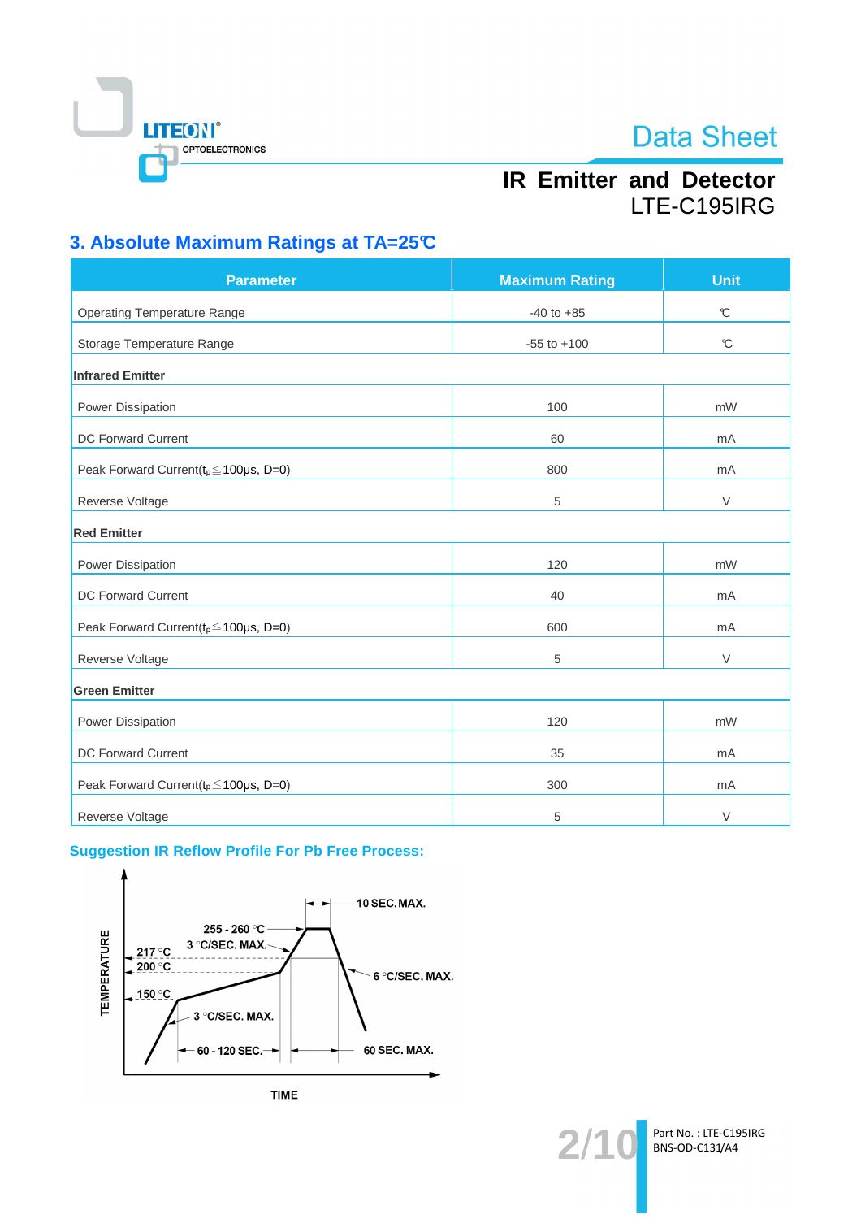## 3. Absolute Maximum Ratings at TA=25℃

| Parameter | Maximum Rating | Unit |
|---|---|---|
| Operating Temperature Range | -40 to +85 | ℃ |
| Storage Temperature Range | -55 to +100 | ℃ |
| **Infrared Emitter** | | |
| Power Dissipation | 100 | mW |
| DC Forward Current | 60 | mA |
| Peak Forward Current($t_p$≦100μs, D=0) | 800 | mA |
| Reverse Voltage | 5 | V |
| **Red Emitter** | | |
| Power Dissipation | 120 | mW |
| DC Forward Current | 40 | mA |
| Peak Forward Current($t_p$≦100μs, D=0) | 600 | mA |
| Reverse Voltage | 5 | V |
| **Green Emitter** | | |
| Power Dissipation | 120 | mW |
| DC Forward Current | 35 | mA |
| Peak Forward Current($t_p$≦100μs, D=0) | 300 | mA |
| Reverse Voltage | 5 | V |

### Suggestion IR Reflow Profile For Pb Free Process:

TEMPERATURE

10 SEC. MAX.

255 - 260 °C

3 °C/SEC. MAX.

217 °C

200 °C

150 °C

6 °C/SEC. MAX.

3 °C/SEC. MAX.

60 - 120 SEC.

60 SEC. MAX.

TIME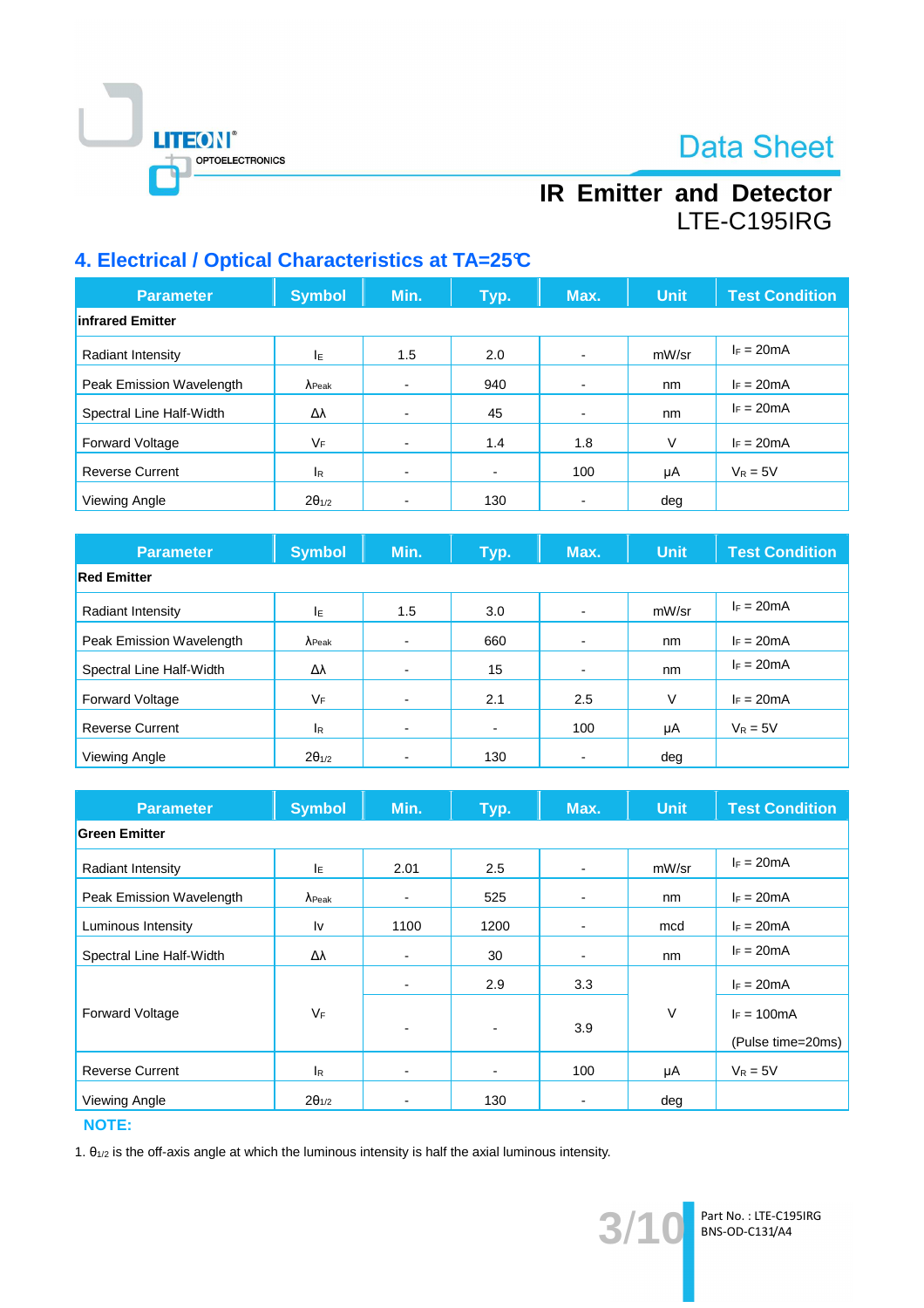# IR Emitter and Detector
LTE-C195IRG

## 4. Electrical / Optical Characteristics at TA=25℃

| Parameter | Symbol | Min. | Typ. | Max. | Unit | Test Condition |
|---|---|---|---|---|---|---|
| **infrared Emitter** | | | | | | |
| Radiant Intensity | $I_E$ | 1.5 | 2.0 | - | mW/sr | $I_F$ = 20mA |
| Peak Emission Wavelength | $\lambda_{Peak}$ | - | 940 | - | nm | $I_F$ = 20mA |
| Spectral Line Half-Width | $\Delta\lambda$ | - | 45 | - | nm | $I_F$ = 20mA |
| Forward Voltage | $V_F$ | - | 1.4 | 1.8 | V | $I_F$ = 20mA |
| Reverse Current | $I_R$ | - | - | 100 | μA | $V_R$ = 5V |
| Viewing Angle | $2\theta_{1/2}$ | - | 130 | - | deg | |

| Parameter | Symbol | Min. | Typ. | Max. | Unit | Test Condition |
|---|---|---|---|---|---|---|
| **Red Emitter** | | | | | | |
| Radiant Intensity | $I_E$ | 1.5 | 3.0 | - | mW/sr | $I_F$ = 20mA |
| Peak Emission Wavelength | $\lambda_{Peak}$ | - | 660 | - | nm | $I_F$ = 20mA |
| Spectral Line Half-Width | $\Delta\lambda$ | - | 15 | - | nm | $I_F$ = 20mA |
| Forward Voltage | $V_F$ | - | 2.1 | 2.5 | V | $I_F$ = 20mA |
| Reverse Current | $I_R$ | - | - | 100 | μA | $V_R$ = 5V |
| Viewing Angle | $2\theta_{1/2}$ | - | 130 | - | deg | |

| Parameter | Symbol | Min. | Typ. | Max. | Unit | Test Condition |
|---|---|---|---|---|---|---|
| **Green Emitter** | | | | | | |
| Radiant Intensity | $I_E$ | 2.01 | 2.5 | - | mW/sr | $I_F$ = 20mA |
| Peak Emission Wavelength | $\lambda_{Peak}$ | - | 525 | - | nm | $I_F$ = 20mA |
| Luminous Intensity | Iv | 1100 | 1200 | - | mcd | $I_F$ = 20mA |
| Spectral Line Half-Width | $\Delta\lambda$ | - | 30 | - | nm | $I_F$ = 20mA |
| Forward Voltage | $V_F$ | - | 2.9 | 3.3 | V | $I_F$ = 20mA |
| | | - | - | 3.9 | | $I_F$ = 100mA (Pulse time=20ms) |
| Reverse Current | $I_R$ | - | - | 100 | μA | $V_R$ = 5V |
| Viewing Angle | $2\theta_{1/2}$ | - | 130 | - | deg | |

**NOTE:**

1. $\theta_{1/2}$ is the off-axis angle at which the luminous intensity is half the axial luminous intensity.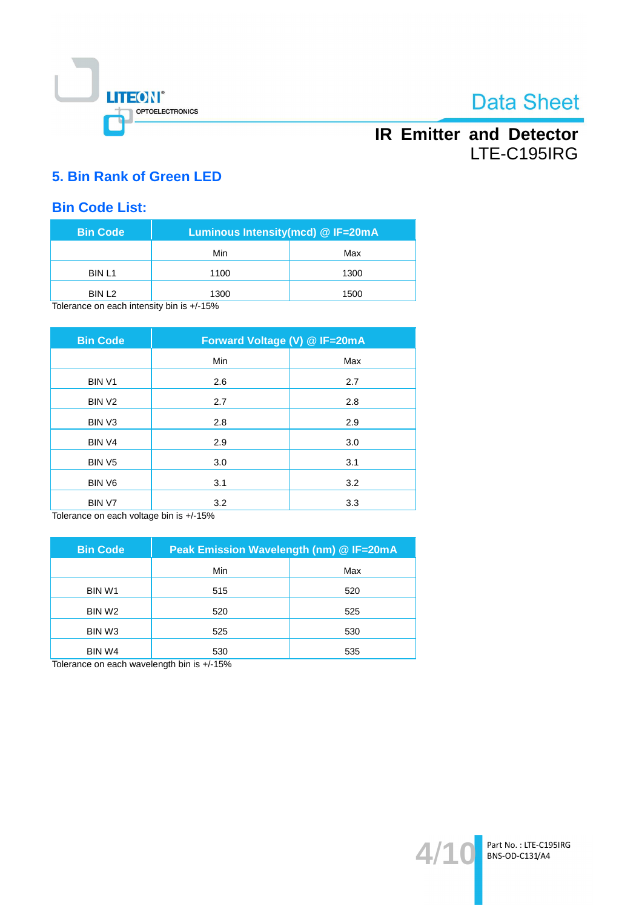## 5. Bin Rank of Green LED

### Bin Code List:

| Bin Code | Luminous Intensity(mcd) @ IF=20mA | |
|---|---|---|
| | Min | Max |
| BIN L1 | 1100 | 1300 |
| BIN L2 | 1300 | 1500 |

Tolerance on each intensity bin is +/-15%

| Bin Code | Forward Voltage (V) @ IF=20mA | |
|---|---|---|
| | Min | Max |
| BIN V1 | 2.6 | 2.7 |
| BIN V2 | 2.7 | 2.8 |
| BIN V3 | 2.8 | 2.9 |
| BIN V4 | 2.9 | 3.0 |
| BIN V5 | 3.0 | 3.1 |
| BIN V6 | 3.1 | 3.2 |
| BIN V7 | 3.2 | 3.3 |

Tolerance on each voltage bin is +/-15%

| Bin Code | Peak Emission Wavelength (nm) @ IF=20mA | |
|---|---|---|
| | Min | Max |
| BIN W1 | 515 | 520 |
| BIN W2 | 520 | 525 |
| BIN W3 | 525 | 530 |
| BIN W4 | 530 | 535 |

Tolerance on each wavelength bin is +/-15%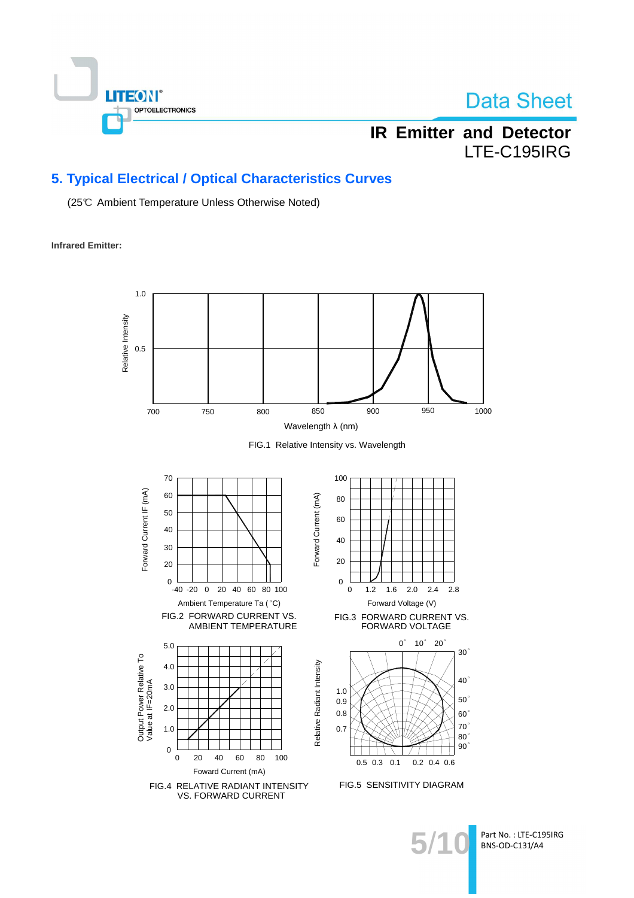## 5. Typical Electrical / Optical Characteristics Curves

(25℃ Ambient Temperature Unless Otherwise Noted)

**Infrared Emitter:**

FIG.1 Relative Intensity vs. Wavelength

FIG.2 FORWARD CURRENT VS. AMBIENT TEMPERATURE

FIG.3 FORWARD CURRENT VS. FORWARD VOLTAGE

FIG.4 RELATIVE RADIANT INTENSITY VS. FORWARD CURRENT

FIG.5 SENSITIVITY DIAGRAM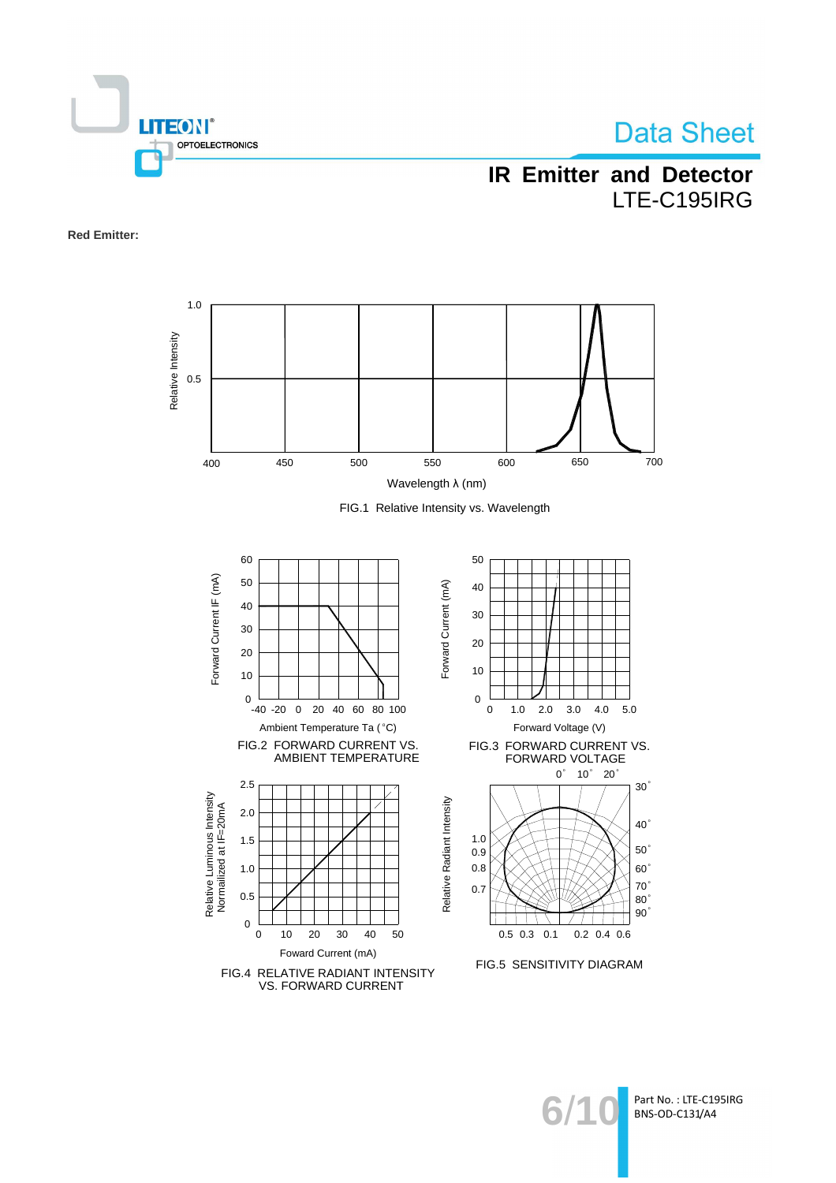**Red Emitter:**

Relative Intensity

1.0

0.5

400 450 500 550 600 650 700

Wavelength λ (nm)

FIG.1 Relative Intensity vs. Wavelength

Forward Current IF (mA)

60 50 40 30 20 10 0

-40 -20 0 20 40 60 80 100

Ambient Temperature Ta (°C)

FIG.2 FORWARD CURRENT VS. AMBIENT TEMPERATURE

Forward Current (mA)

50 40 30 20 10 0

0 1.0 2.0 3.0 4.0 5.0

Forward Voltage (V)

FIG.3 FORWARD CURRENT VS. FORWARD VOLTAGE

Relative Luminous Intensity Normalized at IF=20mA

2.5 2.0 1.5 1.0 0.5 0

0 10 20 30 40 50

Foward Current (mA)

FIG.4 RELATIVE RADIANT INTENSITY VS. FORWARD CURRENT

Relative Radiant Intensity

0° 10° 20° 30° 40° 50° 60° 70° 80° 90°

1.0 0.9 0.8 0.7

0.5 0.3 0.1 0.2 0.4 0.6

FIG.5 SENSITIVITY DIAGRAM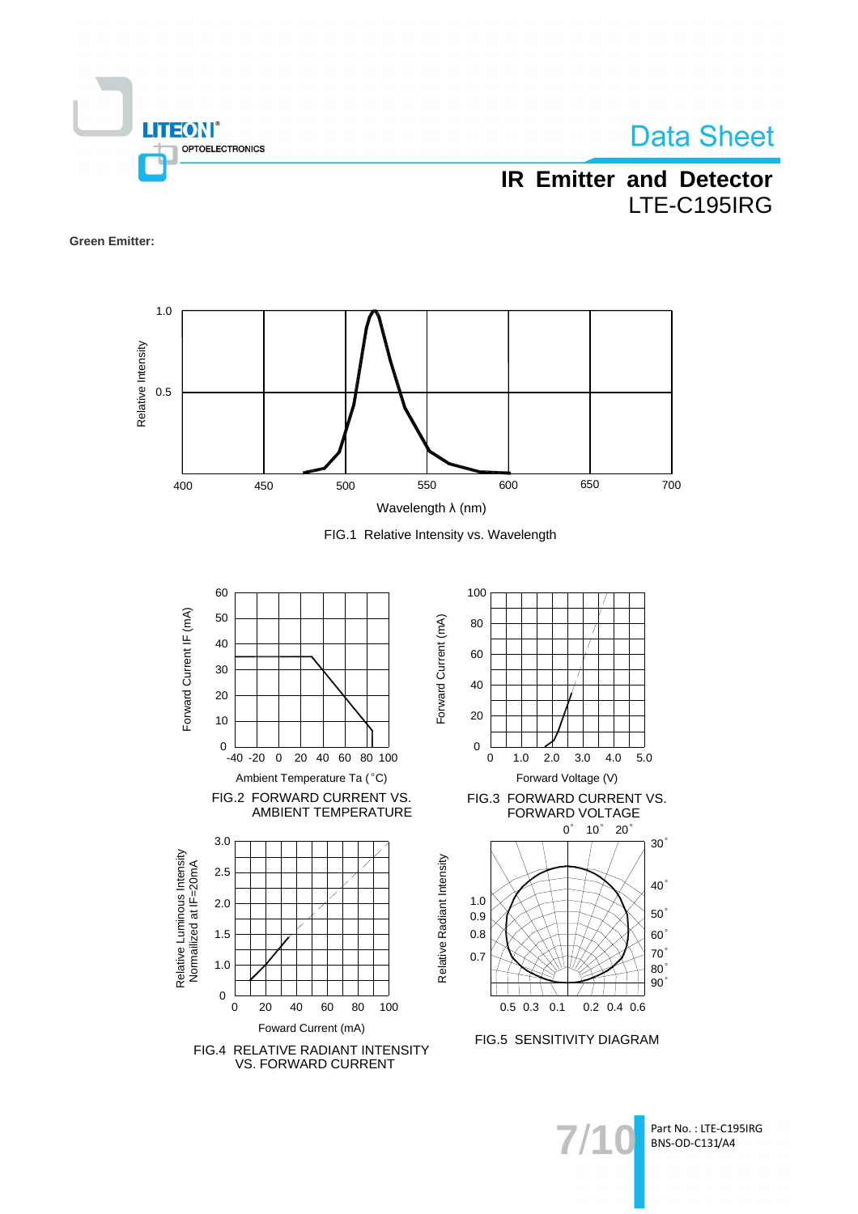**Green Emitter:**

FIG.1 Relative Intensity vs. Wavelength

FIG.2 FORWARD CURRENT VS. AMBIENT TEMPERATURE

FIG.3 FORWARD CURRENT VS. FORWARD VOLTAGE

FIG.4 RELATIVE RADIANT INTENSITY VS. FORWARD CURRENT

FIG.5 SENSITIVITY DIAGRAM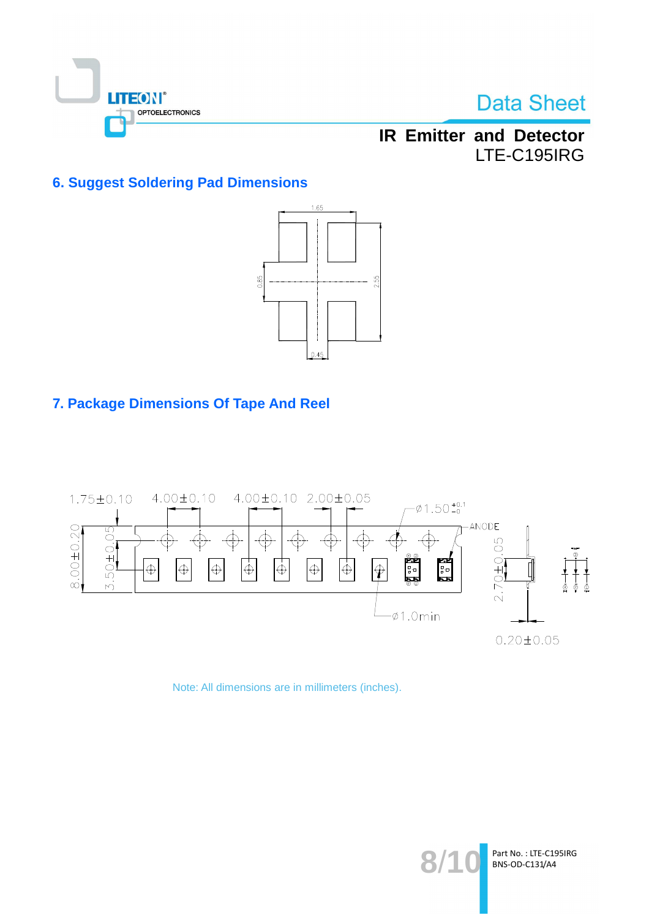## 6. Suggest Soldering Pad Dimensions

1.65

0.85

2.55

0.45

## 7. Package Dimensions Of Tape And Reel

1.75±0.10 4.00±0.10 4.00±0.10 2.00±0.05

Ø1.50 $^{+0.1}_{-0}$

ANODE

8.00±0.20

3.50±0.05

2.70±0.05

Ø1.0min

0.20±0.05

Note: All dimensions are in millimeters (inches).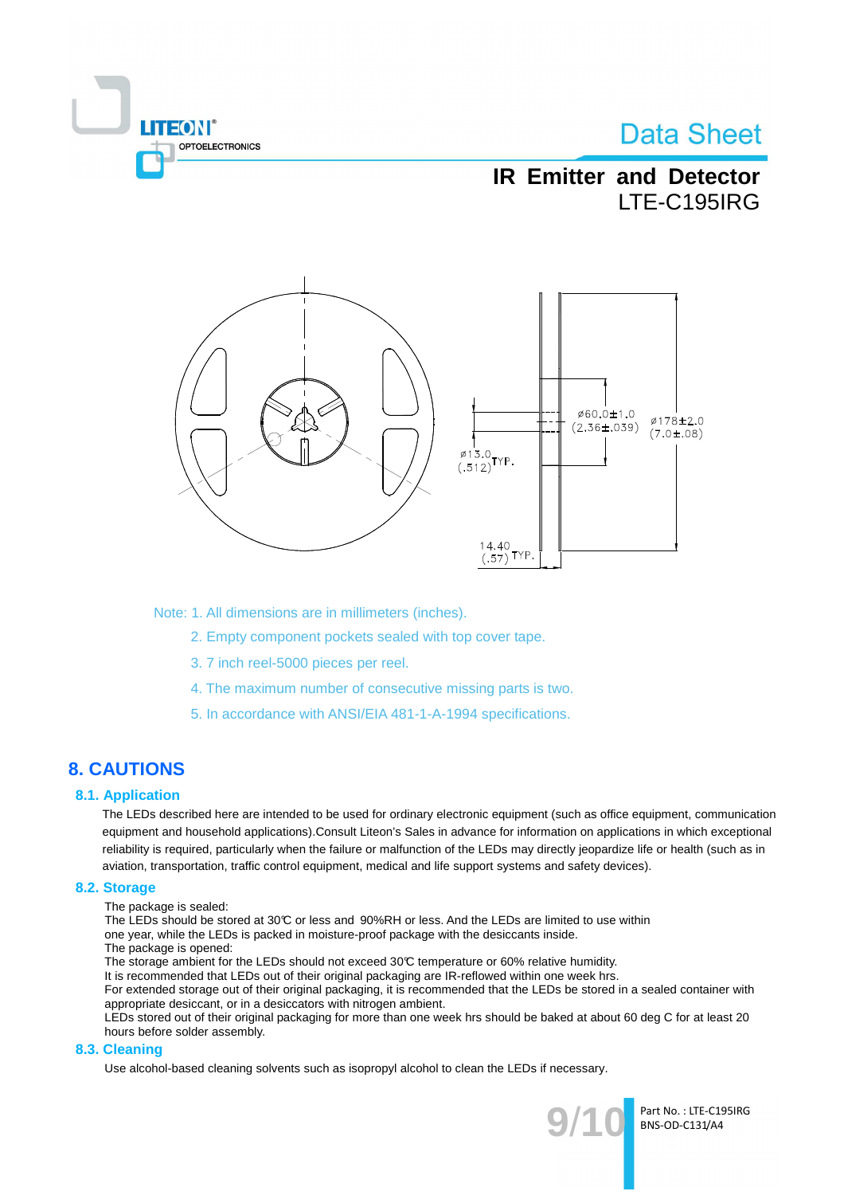Note: 1. All dimensions are in millimeters (inches).

2. Empty component pockets sealed with top cover tape.

3. 7 inch reel-5000 pieces per reel.

4. The maximum number of consecutive missing parts is two.

5. In accordance with ANSI/EIA 481-1-A-1994 specifications.

# 8. CAUTIONS

## 8.1. Application

The LEDs described here are intended to be used for ordinary electronic equipment (such as office equipment, communication equipment and household applications).Consult Liteon's Sales in advance for information on applications in which exceptional reliability is required, particularly when the failure or malfunction of the LEDs may directly jeopardize life or health (such as in aviation, transportation, traffic control equipment, medical and life support systems and safety devices).

## 8.2. Storage

The package is sealed:
The LEDs should be stored at 30℃ or less and 90%RH or less. And the LEDs are limited to use within one year, while the LEDs is packed in moisture-proof package with the desiccants inside.
The package is opened:
The storage ambient for the LEDs should not exceed 30℃ temperature or 60% relative humidity.
It is recommended that LEDs out of their original packaging are IR-reflowed within one week hrs.
For extended storage out of their original packaging, it is recommended that the LEDs be stored in a sealed container with appropriate desiccant, or in a desiccators with nitrogen ambient.
LEDs stored out of their original packaging for more than one week hrs should be baked at about 60 deg C for at least 20 hours before solder assembly.

## 8.3. Cleaning

Use alcohol-based cleaning solvents such as isopropyl alcohol to clean the LEDs if necessary.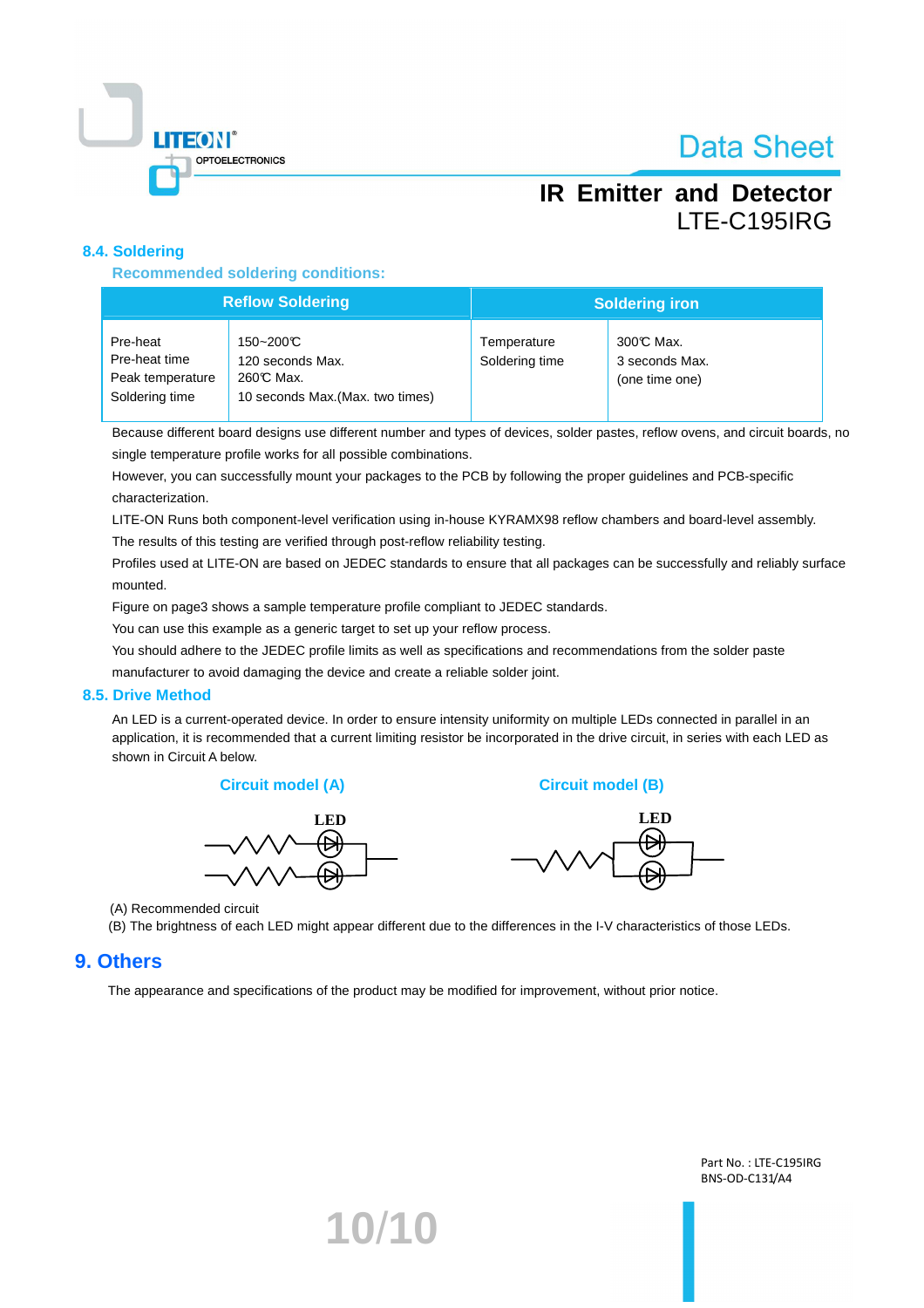### 8.4. Soldering

Recommended soldering conditions:

| Reflow Soldering | | Soldering iron | |
|---|---|---|---|
| Pre-heat<br>Pre-heat time<br>Peak temperature<br>Soldering time | 150~200℃<br>120 seconds Max.<br>260℃ Max.<br>10 seconds Max.(Max. two times) | Temperature<br>Soldering time | 300℃ Max.<br>3 seconds Max.<br>(one time one) |

Because different board designs use different number and types of devices, solder pastes, reflow ovens, and circuit boards, no single temperature profile works for all possible combinations.

However, you can successfully mount your packages to the PCB by following the proper guidelines and PCB-specific characterization.

LITE-ON Runs both component-level verification using in-house KYRAMX98 reflow chambers and board-level assembly.

The results of this testing are verified through post-reflow reliability testing.

Profiles used at LITE-ON are based on JEDEC standards to ensure that all packages can be successfully and reliably surface mounted.

Figure on page3 shows a sample temperature profile compliant to JEDEC standards.

You can use this example as a generic target to set up your reflow process.

You should adhere to the JEDEC profile limits as well as specifications and recommendations from the solder paste manufacturer to avoid damaging the device and create a reliable solder joint.

### 8.5. Drive Method

An LED is a current-operated device. In order to ensure intensity uniformity on multiple LEDs connected in parallel in an application, it is recommended that a current limiting resistor be incorporated in the drive circuit, in series with each LED as shown in Circuit A below.

Circuit model (A)

LED

Circuit model (B)

LED

(A) Recommended circuit

(B) The brightness of each LED might appear different due to the differences in the I-V characteristics of those LEDs.

## 9. Others

The appearance and specifications of the product may be modified for improvement, without prior notice.

Part No. : LTE-C195IRG
BNS-OD-C131/A4